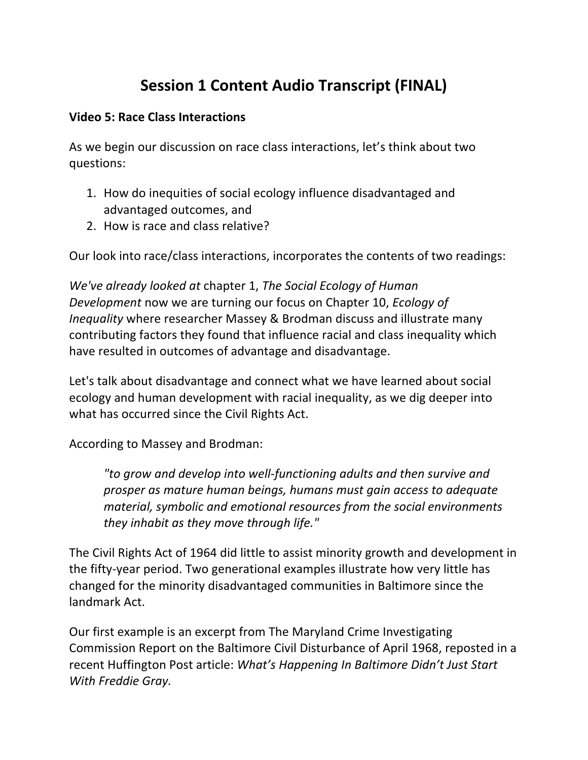# Session 1 Content Audio Transcript (FINAL)

**Video 5: Race Class Interactions**

As we begin our discussion on race class interactions, let's think about two questions:

1. How do inequities of social ecology influence disadvantaged and advantaged outcomes, and
2. How is race and class relative?

Our look into race/class interactions, incorporates the contents of two readings:

*We've already looked at* chapter 1, *The Social Ecology of Human Development* now we are turning our focus on Chapter 10, *Ecology of Inequality* where researcher Massey & Brodman discuss and illustrate many contributing factors they found that influence racial and class inequality which have resulted in outcomes of advantage and disadvantage.

Let's talk about disadvantage and connect what we have learned about social ecology and human development with racial inequality, as we dig deeper into what has occurred since the Civil Rights Act.

According to Massey and Brodman:

> *"to grow and develop into well-functioning adults and then survive and prosper as mature human beings, humans must gain access to adequate material, symbolic and emotional resources from the social environments they inhabit as they move through life."*

The Civil Rights Act of 1964 did little to assist minority growth and development in the fifty-year period. Two generational examples illustrate how very little has changed for the minority disadvantaged communities in Baltimore since the landmark Act.

Our first example is an excerpt from The Maryland Crime Investigating Commission Report on the Baltimore Civil Disturbance of April 1968, reposted in a recent Huffington Post article: *What's Happening In Baltimore Didn't Just Start With Freddie Gray.*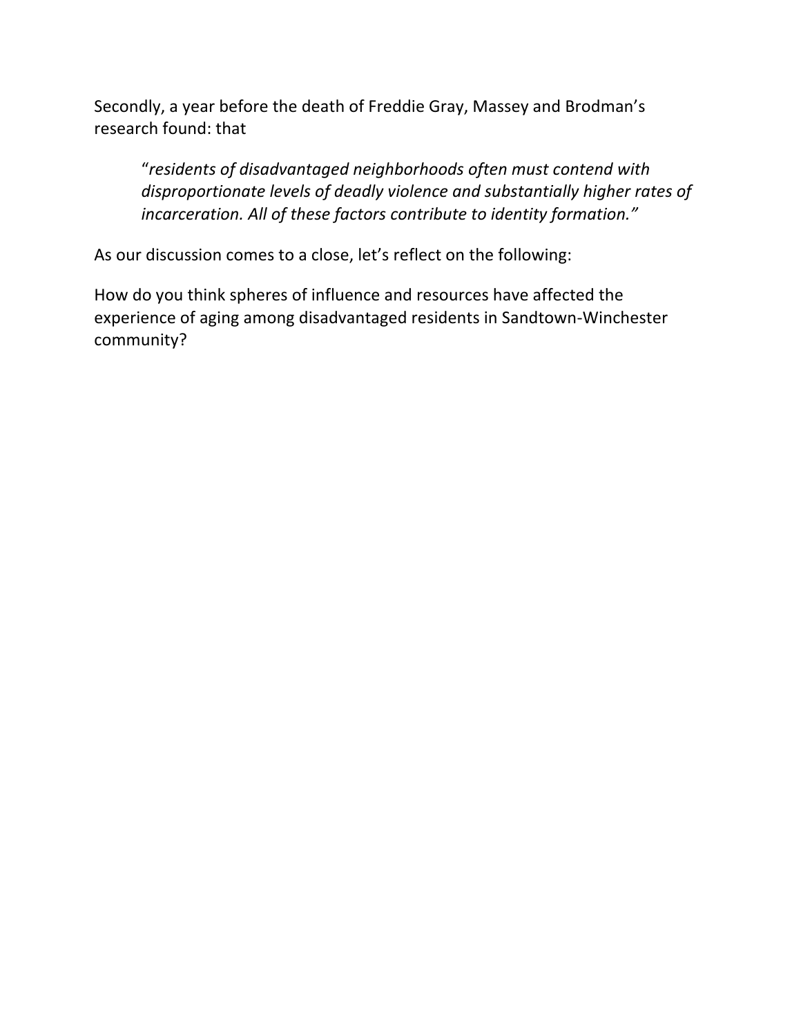Secondly, a year before the death of Freddie Gray, Massey and Brodman's research found: that

> "*residents of disadvantaged neighborhoods often must contend with disproportionate levels of deadly violence and substantially higher rates of incarceration. All of these factors contribute to identity formation.*"

As our discussion comes to a close, let's reflect on the following:

How do you think spheres of influence and resources have affected the experience of aging among disadvantaged residents in Sandtown-Winchester community?